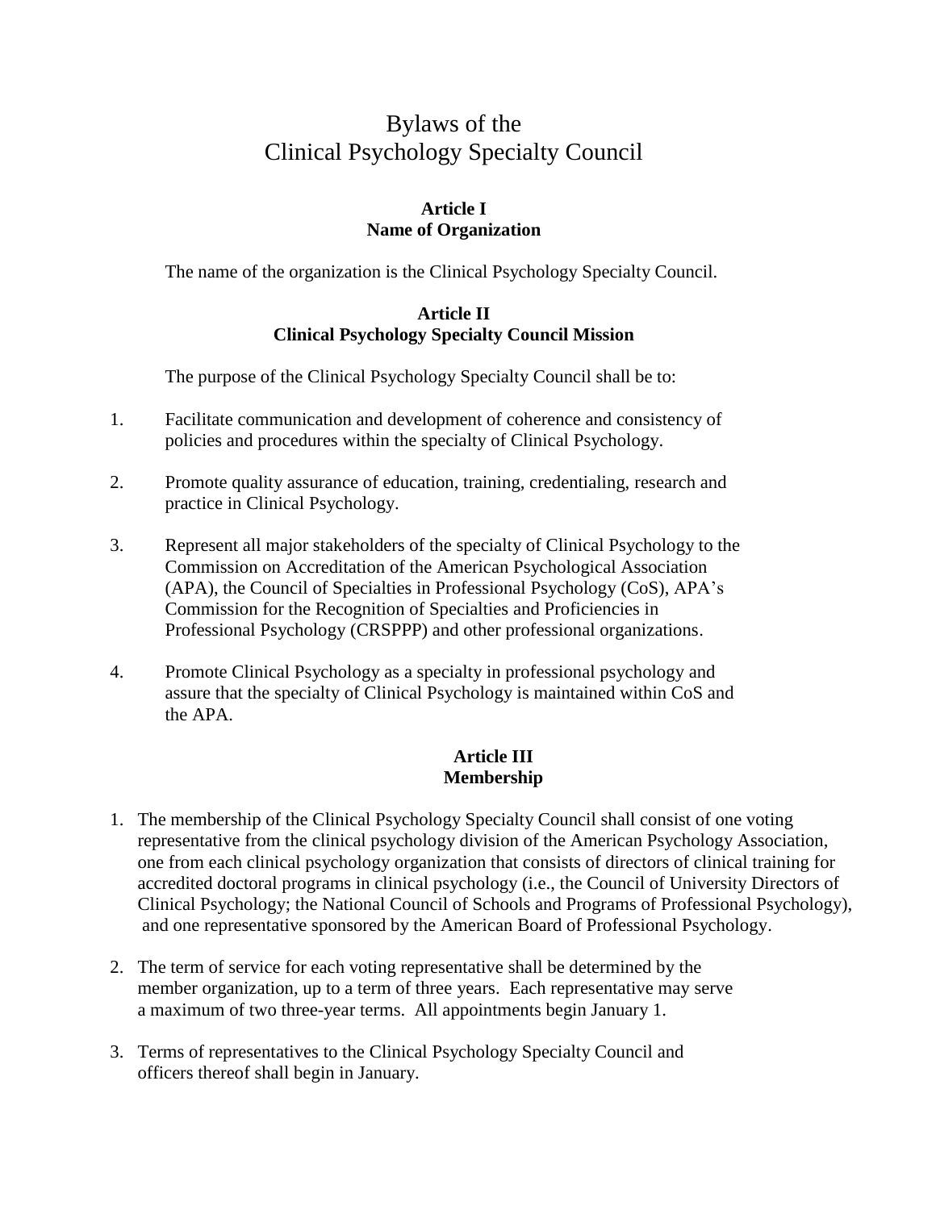# Bylaws of the Clinical Psychology Specialty Council

## Article I
## Name of Organization

The name of the organization is the Clinical Psychology Specialty Council.

## Article II
## Clinical Psychology Specialty Council Mission

The purpose of the Clinical Psychology Specialty Council shall be to:

1. Facilitate communication and development of coherence and consistency of policies and procedures within the specialty of Clinical Psychology.

2. Promote quality assurance of education, training, credentialing, research and practice in Clinical Psychology.

3. Represent all major stakeholders of the specialty of Clinical Psychology to the Commission on Accreditation of the American Psychological Association (APA), the Council of Specialties in Professional Psychology (CoS), APA's Commission for the Recognition of Specialties and Proficiencies in Professional Psychology (CRSPPP) and other professional organizations.

4. Promote Clinical Psychology as a specialty in professional psychology and assure that the specialty of Clinical Psychology is maintained within CoS and the APA.

## Article III
## Membership

1. The membership of the Clinical Psychology Specialty Council shall consist of one voting representative from the clinical psychology division of the American Psychology Association, one from each clinical psychology organization that consists of directors of clinical training for accredited doctoral programs in clinical psychology (i.e., the Council of University Directors of Clinical Psychology; the National Council of Schools and Programs of Professional Psychology), and one representative sponsored by the American Board of Professional Psychology.

2. The term of service for each voting representative shall be determined by the member organization, up to a term of three years. Each representative may serve a maximum of two three-year terms. All appointments begin January 1.

3. Terms of representatives to the Clinical Psychology Specialty Council and officers thereof shall begin in January.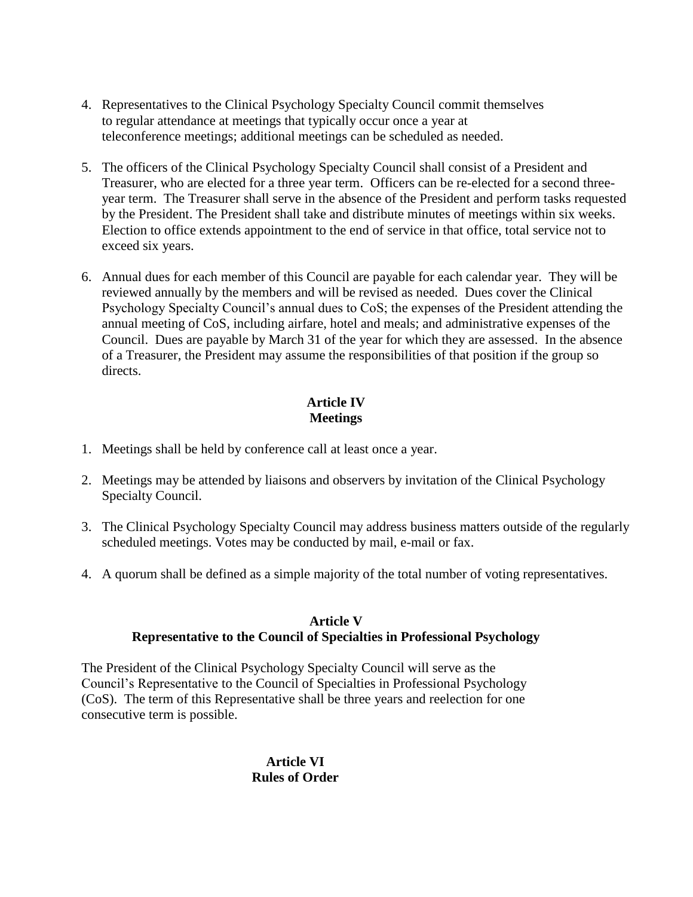4. Representatives to the Clinical Psychology Specialty Council commit themselves to regular attendance at meetings that typically occur once a year at teleconference meetings; additional meetings can be scheduled as needed.

5. The officers of the Clinical Psychology Specialty Council shall consist of a President and Treasurer, who are elected for a three year term. Officers can be re-elected for a second three-year term. The Treasurer shall serve in the absence of the President and perform tasks requested by the President. The President shall take and distribute minutes of meetings within six weeks. Election to office extends appointment to the end of service in that office, total service not to exceed six years.

6. Annual dues for each member of this Council are payable for each calendar year. They will be reviewed annually by the members and will be revised as needed. Dues cover the Clinical Psychology Specialty Council's annual dues to CoS; the expenses of the President attending the annual meeting of CoS, including airfare, hotel and meals; and administrative expenses of the Council. Dues are payable by March 31 of the year for which they are assessed. In the absence of a Treasurer, the President may assume the responsibilities of that position if the group so directs.

## Article IV
## Meetings

1. Meetings shall be held by conference call at least once a year.

2. Meetings may be attended by liaisons and observers by invitation of the Clinical Psychology Specialty Council.

3. The Clinical Psychology Specialty Council may address business matters outside of the regularly scheduled meetings. Votes may be conducted by mail, e-mail or fax.

4. A quorum shall be defined as a simple majority of the total number of voting representatives.

## Article V
## Representative to the Council of Specialties in Professional Psychology

The President of the Clinical Psychology Specialty Council will serve as the Council's Representative to the Council of Specialties in Professional Psychology (CoS). The term of this Representative shall be three years and reelection for one consecutive term is possible.

## Article VI
## Rules of Order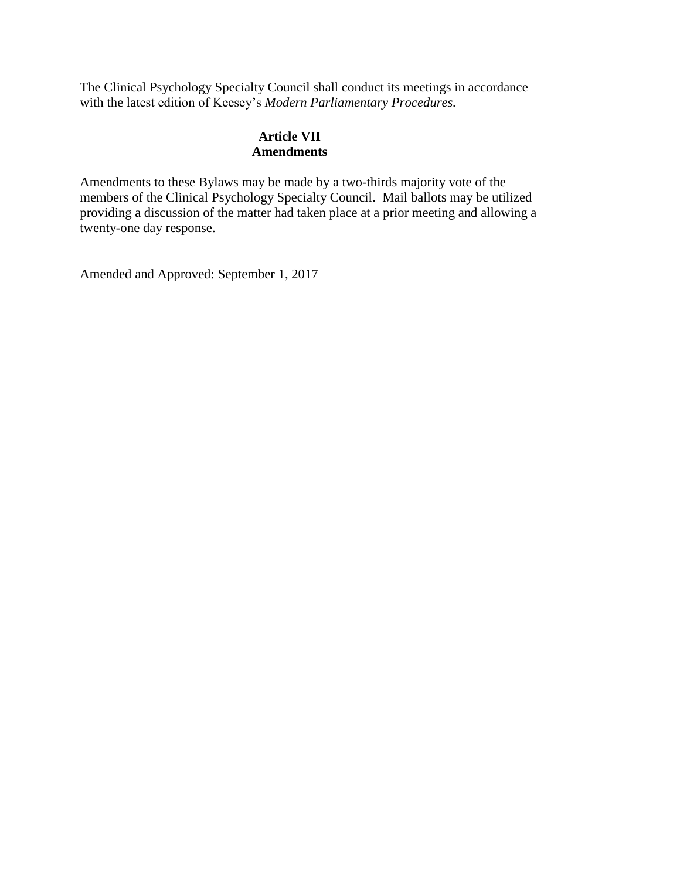The Clinical Psychology Specialty Council shall conduct its meetings in accordance with the latest edition of Keesey's *Modern Parliamentary Procedures.*

## Article VII
## Amendments

Amendments to these Bylaws may be made by a two-thirds majority vote of the members of the Clinical Psychology Specialty Council. Mail ballots may be utilized providing a discussion of the matter had taken place at a prior meeting and allowing a twenty-one day response.

Amended and Approved: September 1, 2017